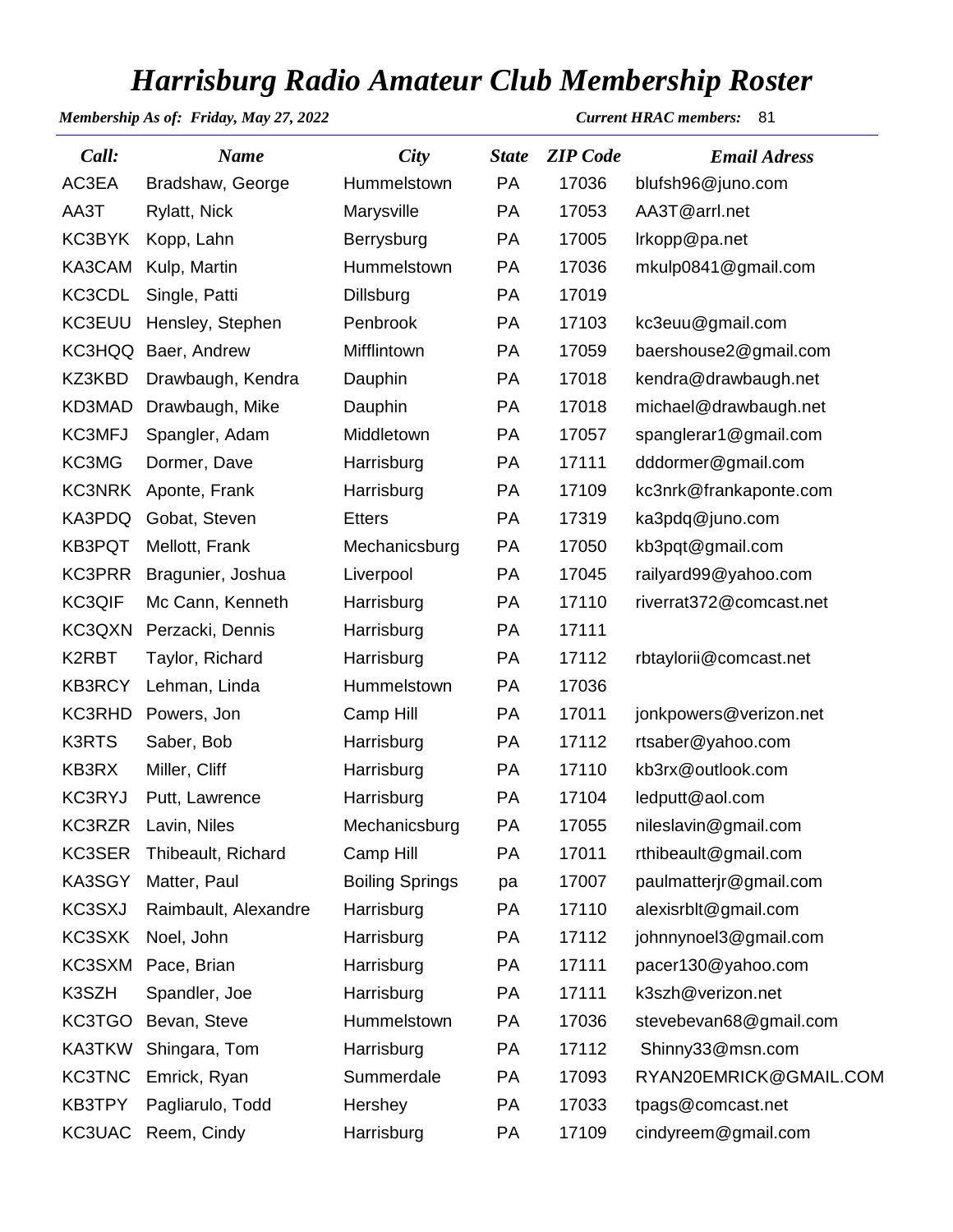# *Harrisburg Radio Amateur Club Membership Roster*

***Membership As of: Friday, May 27, 2022*** ***Current HRAC members:*** 81

| *Call:* | *Name* | *City* | *State* | *ZIP Code* | *Email Adress* |
|---|---|---|---|---|---|
| AC3EA | Bradshaw, George | Hummelstown | PA | 17036 | blufsh96@juno.com |
| AA3T | Rylatt, Nick | Marysville | PA | 17053 | AA3T@arrl.net |
| KC3BYK | Kopp, Lahn | Berrysburg | PA | 17005 | lrkopp@pa.net |
| KA3CAM | Kulp, Martin | Hummelstown | PA | 17036 | mkulp0841@gmail.com |
| KC3CDL | Single, Patti | Dillsburg | PA | 17019 | |
| KC3EUU | Hensley, Stephen | Penbrook | PA | 17103 | kc3euu@gmail.com |
| KC3HQQ | Baer, Andrew | Mifflintown | PA | 17059 | baershouse2@gmail.com |
| KZ3KBD | Drawbaugh, Kendra | Dauphin | PA | 17018 | kendra@drawbaugh.net |
| KD3MAD | Drawbaugh, Mike | Dauphin | PA | 17018 | michael@drawbaugh.net |
| KC3MFJ | Spangler, Adam | Middletown | PA | 17057 | spanglerar1@gmail.com |
| KC3MG | Dormer, Dave | Harrisburg | PA | 17111 | dddormer@gmail.com |
| KC3NRK | Aponte, Frank | Harrisburg | PA | 17109 | kc3nrk@frankaponte.com |
| KA3PDQ | Gobat, Steven | Etters | PA | 17319 | ka3pdq@juno.com |
| KB3PQT | Mellott, Frank | Mechanicsburg | PA | 17050 | kb3pqt@gmail.com |
| KC3PRR | Bragunier, Joshua | Liverpool | PA | 17045 | railyard99@yahoo.com |
| KC3QIF | Mc Cann, Kenneth | Harrisburg | PA | 17110 | riverrat372@comcast.net |
| KC3QXN | Perzacki, Dennis | Harrisburg | PA | 17111 | |
| K2RBT | Taylor, Richard | Harrisburg | PA | 17112 | rbtaylorii@comcast.net |
| KB3RCY | Lehman, Linda | Hummelstown | PA | 17036 | |
| KC3RHD | Powers, Jon | Camp Hill | PA | 17011 | jonkpowers@verizon.net |
| K3RTS | Saber, Bob | Harrisburg | PA | 17112 | rtsaber@yahoo.com |
| KB3RX | Miller, Cliff | Harrisburg | PA | 17110 | kb3rx@outlook.com |
| KC3RYJ | Putt, Lawrence | Harrisburg | PA | 17104 | ledputt@aol.com |
| KC3RZR | Lavin, Niles | Mechanicsburg | PA | 17055 | nileslavin@gmail.com |
| KC3SER | Thibeault, Richard | Camp Hill | PA | 17011 | rthibeault@gmail.com |
| KA3SGY | Matter, Paul | Boiling Springs | pa | 17007 | paulmatterjr@gmail.com |
| KC3SXJ | Raimbault, Alexandre | Harrisburg | PA | 17110 | alexisrblt@gmail.com |
| KC3SXK | Noel, John | Harrisburg | PA | 17112 | johnnynoel3@gmail.com |
| KC3SXM | Pace, Brian | Harrisburg | PA | 17111 | pacer130@yahoo.com |
| K3SZH | Spandler, Joe | Harrisburg | PA | 17111 | k3szh@verizon.net |
| KC3TGO | Bevan, Steve | Hummelstown | PA | 17036 | stevebevan68@gmail.com |
| KA3TKW | Shingara, Tom | Harrisburg | PA | 17112 | Shinny33@msn.com |
| KC3TNC | Emrick, Ryan | Summerdale | PA | 17093 | RYAN20EMRICK@GMAIL.COM |
| KB3TPY | Pagliarulo, Todd | Hershey | PA | 17033 | tpags@comcast.net |
| KC3UAC | Reem, Cindy | Harrisburg | PA | 17109 | cindyreem@gmail.com |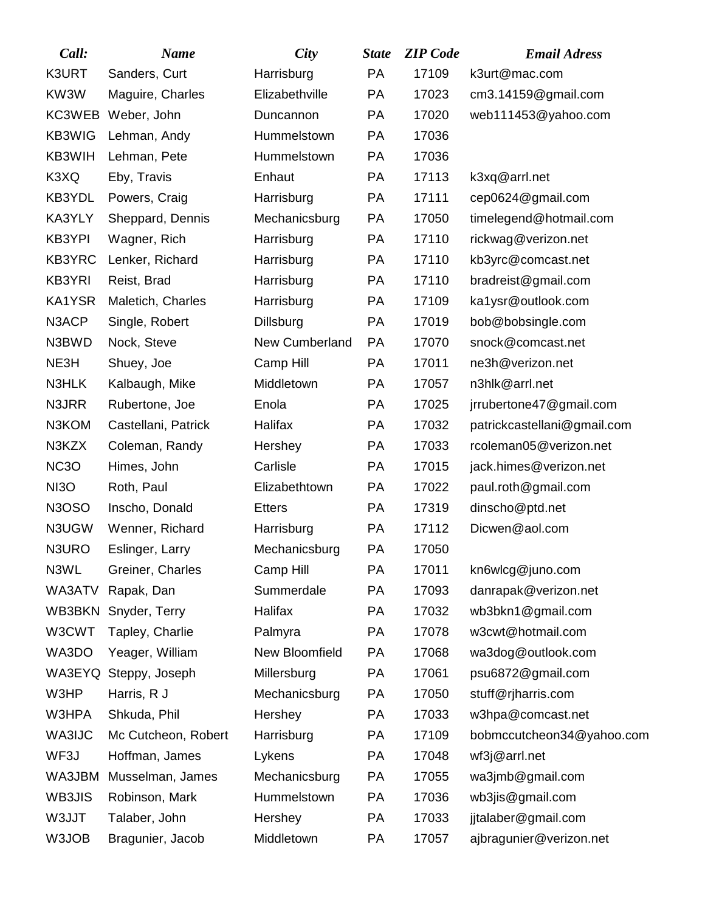| *Call:* | *Name* | *City* | *State* | *ZIP Code* | *Email Adress* |
|---|---|---|---|---|---|
| K3URT | Sanders, Curt | Harrisburg | PA | 17109 | k3urt@mac.com |
| KW3W | Maguire, Charles | Elizabethville | PA | 17023 | cm3.14159@gmail.com |
| KC3WEB | Weber, John | Duncannon | PA | 17020 | web111453@yahoo.com |
| KB3WIG | Lehman, Andy | Hummelstown | PA | 17036 | |
| KB3WIH | Lehman, Pete | Hummelstown | PA | 17036 | |
| K3XQ | Eby, Travis | Enhaut | PA | 17113 | k3xq@arrl.net |
| KB3YDL | Powers, Craig | Harrisburg | PA | 17111 | cep0624@gmail.com |
| KA3YLY | Sheppard, Dennis | Mechanicsburg | PA | 17050 | timelegend@hotmail.com |
| KB3YPI | Wagner, Rich | Harrisburg | PA | 17110 | rickwag@verizon.net |
| KB3YRC | Lenker, Richard | Harrisburg | PA | 17110 | kb3yrc@comcast.net |
| KB3YRI | Reist, Brad | Harrisburg | PA | 17110 | bradreist@gmail.com |
| KA1YSR | Maletich, Charles | Harrisburg | PA | 17109 | ka1ysr@outlook.com |
| N3ACP | Single, Robert | Dillsburg | PA | 17019 | bob@bobsingle.com |
| N3BWD | Nock, Steve | New Cumberland | PA | 17070 | snock@comcast.net |
| NE3H | Shuey, Joe | Camp Hill | PA | 17011 | ne3h@verizon.net |
| N3HLK | Kalbaugh, Mike | Middletown | PA | 17057 | n3hlk@arrl.net |
| N3JRR | Rubertone, Joe | Enola | PA | 17025 | jrrubertone47@gmail.com |
| N3KOM | Castellani, Patrick | Halifax | PA | 17032 | patrickcastellani@gmail.com |
| N3KZX | Coleman, Randy | Hershey | PA | 17033 | rcoleman05@verizon.net |
| NC3O | Himes, John | Carlisle | PA | 17015 | jack.himes@verizon.net |
| NI3O | Roth, Paul | Elizabethtown | PA | 17022 | paul.roth@gmail.com |
| N3OSO | Inscho, Donald | Etters | PA | 17319 | dinscho@ptd.net |
| N3UGW | Wenner, Richard | Harrisburg | PA | 17112 | Dicwen@aol.com |
| N3URO | Eslinger, Larry | Mechanicsburg | PA | 17050 | |
| N3WL | Greiner, Charles | Camp Hill | PA | 17011 | kn6wlcg@juno.com |
| WA3ATV | Rapak, Dan | Summerdale | PA | 17093 | danrapak@verizon.net |
| WB3BKN | Snyder, Terry | Halifax | PA | 17032 | wb3bkn1@gmail.com |
| W3CWT | Tapley, Charlie | Palmyra | PA | 17078 | w3cwt@hotmail.com |
| WA3DO | Yeager, William | New Bloomfield | PA | 17068 | wa3dog@outlook.com |
| WA3EYQ | Steppy, Joseph | Millersburg | PA | 17061 | psu6872@gmail.com |
| W3HP | Harris, R J | Mechanicsburg | PA | 17050 | stuff@rjharris.com |
| W3HPA | Shkuda, Phil | Hershey | PA | 17033 | w3hpa@comcast.net |
| WA3IJC | Mc Cutcheon, Robert | Harrisburg | PA | 17109 | bobmccutcheon34@yahoo.com |
| WF3J | Hoffman, James | Lykens | PA | 17048 | wf3j@arrl.net |
| WA3JBM | Musselman, James | Mechanicsburg | PA | 17055 | wa3jmb@gmail.com |
| WB3JIS | Robinson, Mark | Hummelstown | PA | 17036 | wb3jis@gmail.com |
| W3JJT | Talaber, John | Hershey | PA | 17033 | jjtalaber@gmail.com |
| W3JOB | Bragunier, Jacob | Middletown | PA | 17057 | ajbragunier@verizon.net |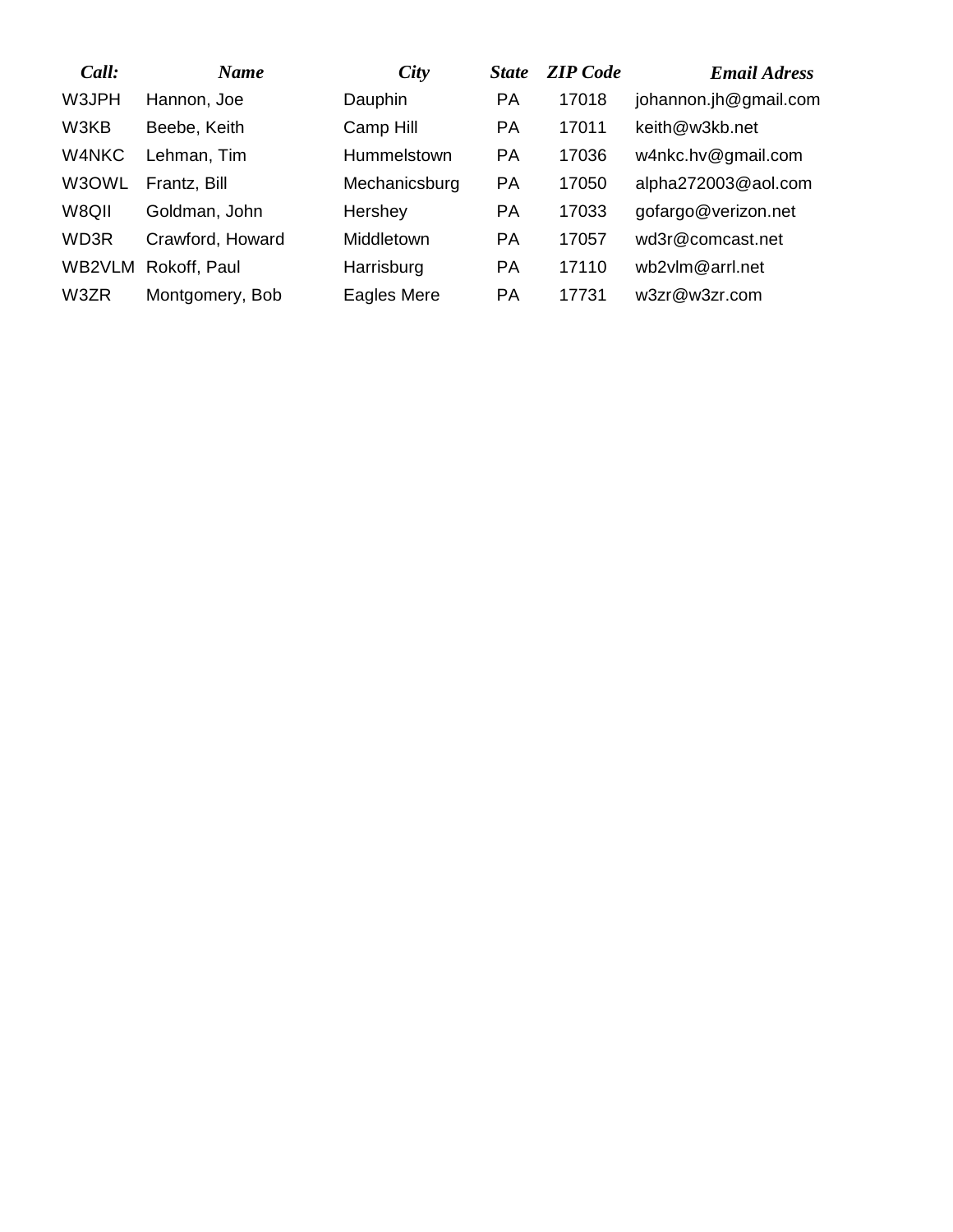| Call: | Name | City | State | ZIP Code | Email Adress |
|---|---|---|---|---|---|
| W3JPH | Hannon, Joe | Dauphin | PA | 17018 | johannon.jh@gmail.com |
| W3KB | Beebe, Keith | Camp Hill | PA | 17011 | keith@w3kb.net |
| W4NKC | Lehman, Tim | Hummelstown | PA | 17036 | w4nkc.hv@gmail.com |
| W3OWL | Frantz, Bill | Mechanicsburg | PA | 17050 | alpha272003@aol.com |
| W8QII | Goldman, John | Hershey | PA | 17033 | gofargo@verizon.net |
| WD3R | Crawford, Howard | Middletown | PA | 17057 | wd3r@comcast.net |
| WB2VLM | Rokoff, Paul | Harrisburg | PA | 17110 | wb2vlm@arrl.net |
| W3ZR | Montgomery, Bob | Eagles Mere | PA | 17731 | w3zr@w3zr.com |